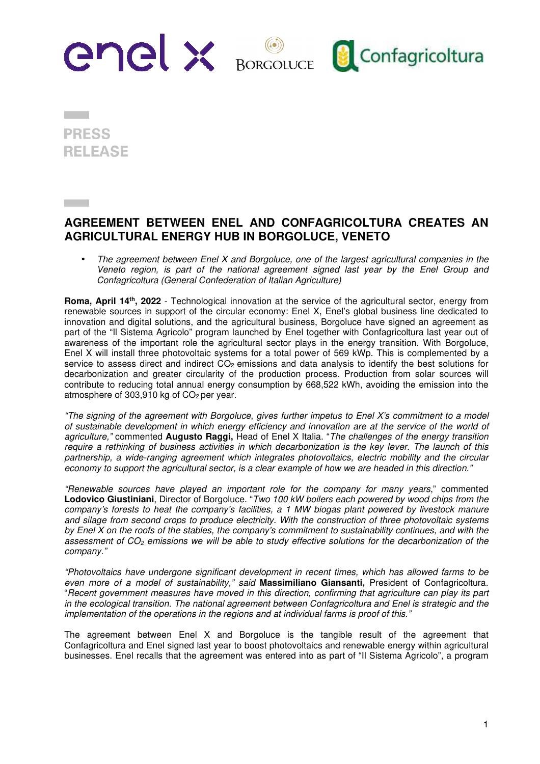PRESS RELEASE

# AGREEMENT BETWEEN ENEL AND CONFAGRICOLTURA CREATES AN AGRICULTURAL ENERGY HUB IN BORGOLUCE, VENETO

- *The agreement between Enel X and Borgoluce, one of the largest agricultural companies in the Veneto region, is part of the national agreement signed last year by the Enel Group and Confagricoltura (General Confederation of Italian Agriculture)*

**Roma, April 14th, 2022** - Technological innovation at the service of the agricultural sector, energy from renewable sources in support of the circular economy: Enel X, Enel's global business line dedicated to innovation and digital solutions, and the agricultural business, Borgoluce have signed an agreement as part of the "Il Sistema Agricolo" program launched by Enel together with Confagricoltura last year out of awareness of the important role the agricultural sector plays in the energy transition. With Borgoluce, Enel X will install three photovoltaic systems for a total power of 569 kWp. This is complemented by a service to assess direct and indirect $CO_2$ emissions and data analysis to identify the best solutions for decarbonization and greater circularity of the production process. Production from solar sources will contribute to reducing total annual energy consumption by 668,522 kWh, avoiding the emission into the atmosphere of 303,910 kg of $CO_2$ per year.

*"The signing of the agreement with Borgoluce, gives further impetus to Enel X's commitment to a model of sustainable development in which energy efficiency and innovation are at the service of the world of agriculture,"* commented **Augusto Raggi,** Head of Enel X Italia. "*The challenges of the energy transition require a rethinking of business activities in which decarbonization is the key lever. The launch of this partnership, a wide-ranging agreement which integrates photovoltaics, electric mobility and the circular economy to support the agricultural sector, is a clear example of how we are headed in this direction."*

*"Renewable sources have played an important role for the company for many years,*" commented **Lodovico Giustiniani**, Director of Borgoluce. "*Two 100 kW boilers each powered by wood chips from the company's forests to heat the company's facilities, a 1 MW biogas plant powered by livestock manure and silage from second crops to produce electricity. With the construction of three photovoltaic systems by Enel X on the roofs of the stables, the company's commitment to sustainability continues, and with the assessment of $CO_2$ emissions we will be able to study effective solutions for the decarbonization of the company."*

*"Photovoltaics have undergone significant development in recent times, which has allowed farms to be even more of a model of sustainability," said* **Massimiliano Giansanti,** President of Confagricoltura. "*Recent government measures have moved in this direction, confirming that agriculture can play its part in the ecological transition. The national agreement between Confagricoltura and Enel is strategic and the implementation of the operations in the regions and at individual farms is proof of this."*

The agreement between Enel X and Borgoluce is the tangible result of the agreement that Confagricoltura and Enel signed last year to boost photovoltaics and renewable energy within agricultural businesses. Enel recalls that the agreement was entered into as part of "Il Sistema Agricolo", a program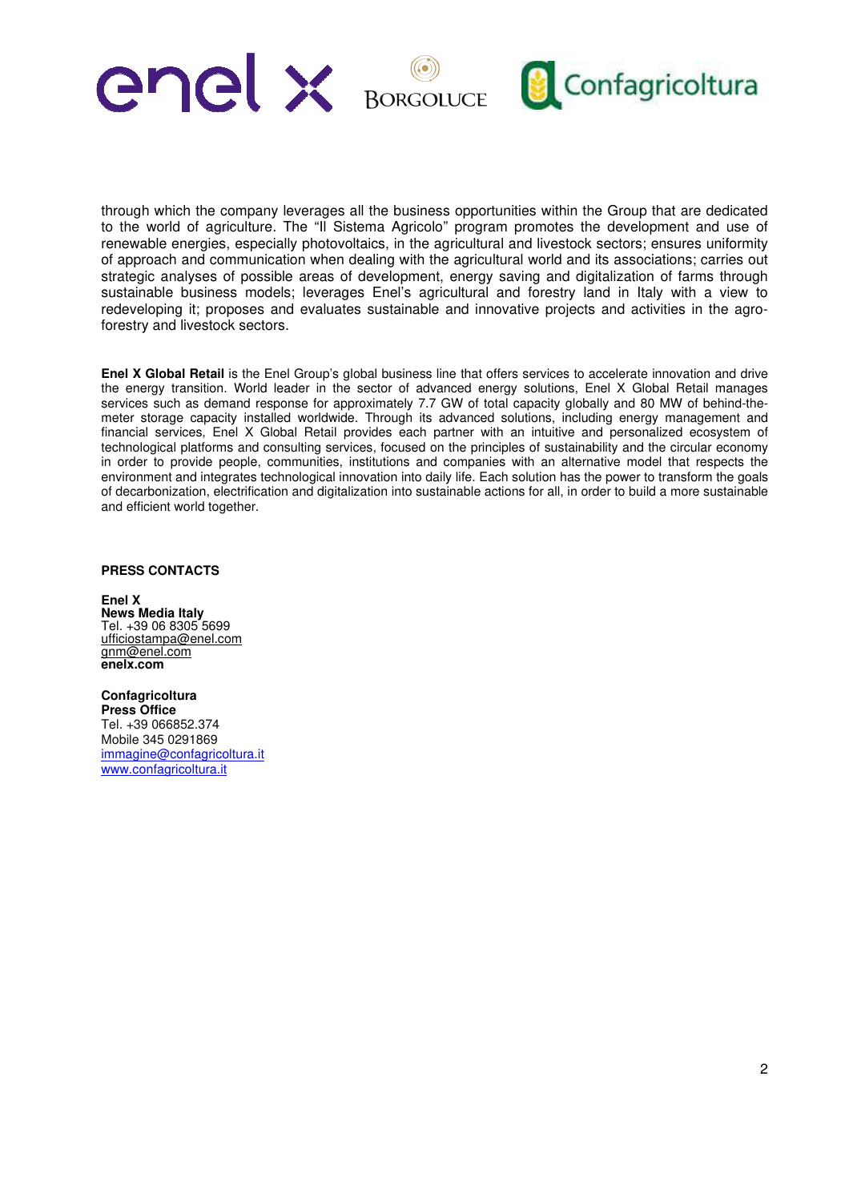through which the company leverages all the business opportunities within the Group that are dedicated to the world of agriculture. The "Il Sistema Agricolo" program promotes the development and use of renewable energies, especially photovoltaics, in the agricultural and livestock sectors; ensures uniformity of approach and communication when dealing with the agricultural world and its associations; carries out strategic analyses of possible areas of development, energy saving and digitalization of farms through sustainable business models; leverages Enel's agricultural and forestry land in Italy with a view to redeveloping it; proposes and evaluates sustainable and innovative projects and activities in the agro-forestry and livestock sectors.

**Enel X Global Retail** is the Enel Group's global business line that offers services to accelerate innovation and drive the energy transition. World leader in the sector of advanced energy solutions, Enel X Global Retail manages services such as demand response for approximately 7.7 GW of total capacity globally and 80 MW of behind-the-meter storage capacity installed worldwide. Through its advanced solutions, including energy management and financial services, Enel X Global Retail provides each partner with an intuitive and personalized ecosystem of technological platforms and consulting services, focused on the principles of sustainability and the circular economy in order to provide people, communities, institutions and companies with an alternative model that respects the environment and integrates technological innovation into daily life. Each solution has the power to transform the goals of decarbonization, electrification and digitalization into sustainable actions for all, in order to build a more sustainable and efficient world together.

**PRESS CONTACTS**

**Enel X**
**News Media Italy**
Tel. +39 06 8305 5699
ufficiostampa@enel.com
gnm@enel.com
**enelx.com**

**Confagricoltura**
**Press Office**
Tel. +39 066852.374
Mobile 345 0291869
immagine@confagricoltura.it
www.confagricoltura.it